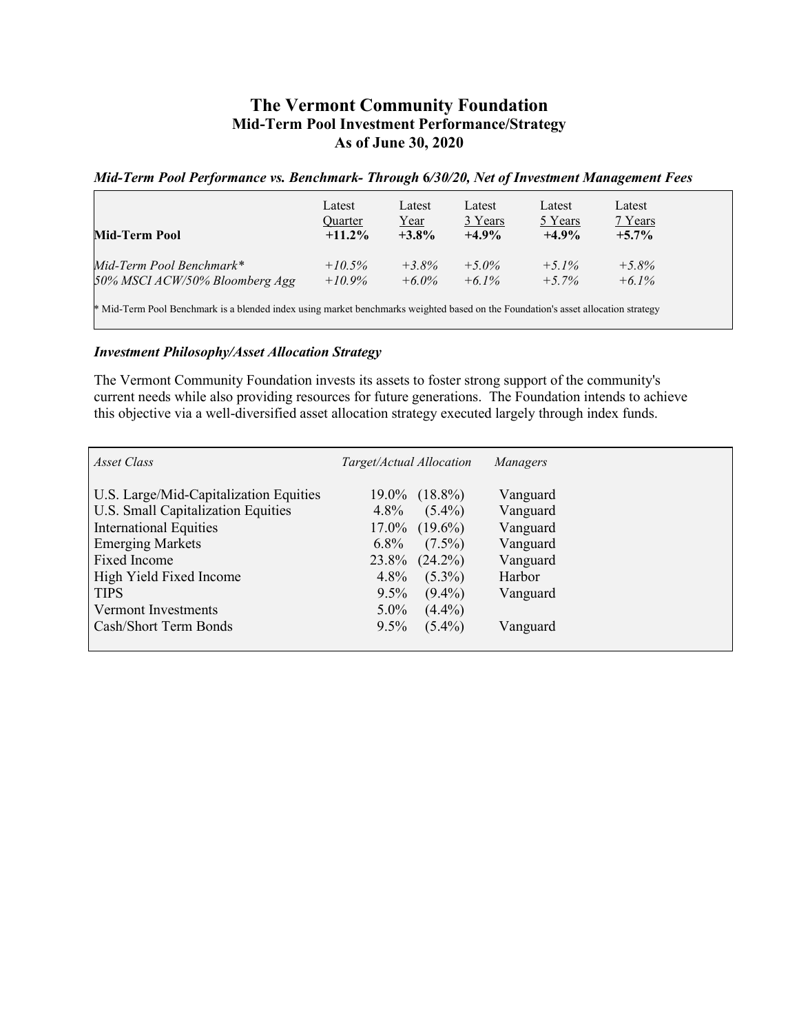# The Vermont Community Foundation

## Mid-Term Pool Investment Performance/Strategy

## As of June 30, 2020

### *Mid-Term Pool Performance vs. Benchmark- Through 6/30/20, Net of Investment Management Fees*

| | Latest Quarter | Latest Year | Latest 3 Years | Latest 5 Years | Latest 7 Years |
|---|---|---|---|---|---|
| **Mid-Term Pool** | **+11.2%** | **+3.8%** | **+4.9%** | **+4.9%** | **+5.7%** |
| *Mid-Term Pool Benchmark** | *+10.5%* | *+3.8%* | *+5.0%* | *+5.1%* | *+5.8%* |
| *50% MSCI ACW/50% Bloomberg Agg* | *+10.9%* | *+6.0%* | *+6.1%* | *+5.7%* | *+6.1%* |

* Mid-Term Pool Benchmark is a blended index using market benchmarks weighted based on the Foundation's asset allocation strategy

### *Investment Philosophy/Asset Allocation Strategy*

The Vermont Community Foundation invests its assets to foster strong support of the community's current needs while also providing resources for future generations. The Foundation intends to achieve this objective via a well-diversified asset allocation strategy executed largely through index funds.

| *Asset Class* | *Target/Actual Allocation* | | *Managers* |
|---|---|---|---|
| U.S. Large/Mid-Capitalization Equities | 19.0% | (18.8%) | Vanguard |
| U.S. Small Capitalization Equities | 4.8% | (5.4%) | Vanguard |
| International Equities | 17.0% | (19.6%) | Vanguard |
| Emerging Markets | 6.8% | (7.5%) | Vanguard |
| Fixed Income | 23.8% | (24.2%) | Vanguard |
| High Yield Fixed Income | 4.8% | (5.3%) | Harbor |
| TIPS | 9.5% | (9.4%) | Vanguard |
| Vermont Investments | 5.0% | (4.4%) | |
| Cash/Short Term Bonds | 9.5% | (5.4%) | Vanguard |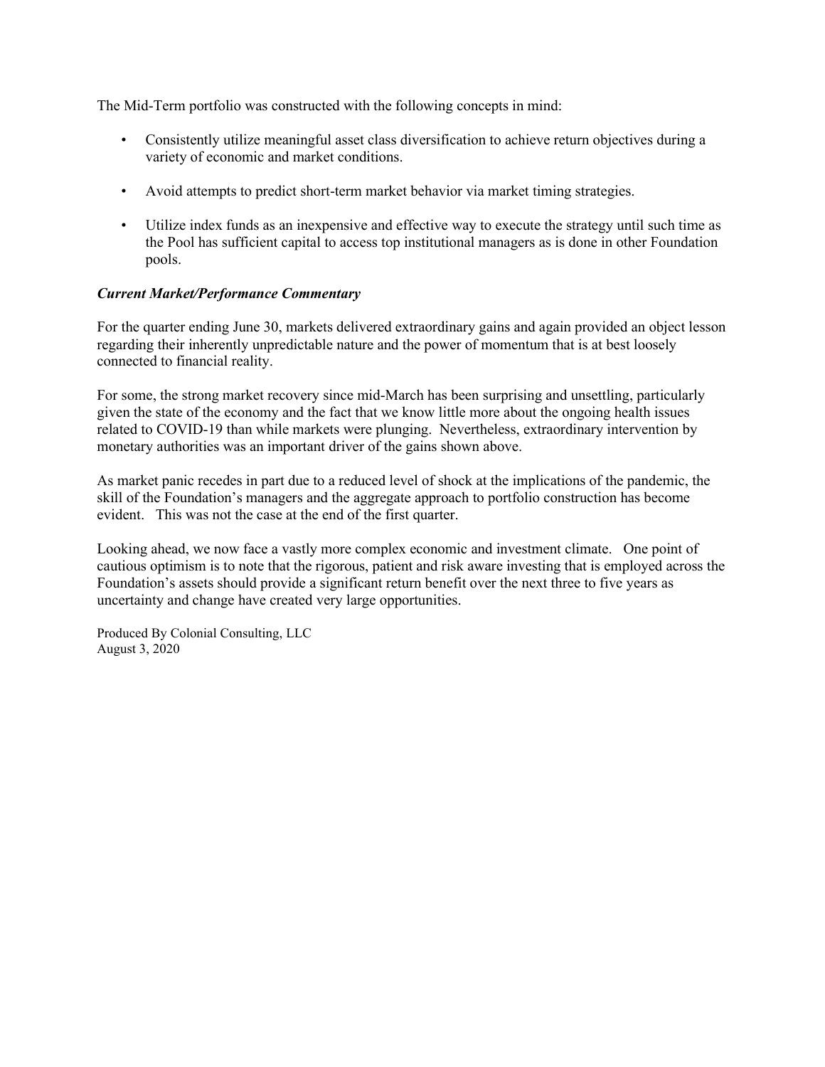The Mid-Term portfolio was constructed with the following concepts in mind:

- Consistently utilize meaningful asset class diversification to achieve return objectives during a variety of economic and market conditions.
- Avoid attempts to predict short-term market behavior via market timing strategies.
- Utilize index funds as an inexpensive and effective way to execute the strategy until such time as the Pool has sufficient capital to access top institutional managers as is done in other Foundation pools.

***Current Market/Performance Commentary***

For the quarter ending June 30, markets delivered extraordinary gains and again provided an object lesson regarding their inherently unpredictable nature and the power of momentum that is at best loosely connected to financial reality.

For some, the strong market recovery since mid-March has been surprising and unsettling, particularly given the state of the economy and the fact that we know little more about the ongoing health issues related to COVID-19 than while markets were plunging. Nevertheless, extraordinary intervention by monetary authorities was an important driver of the gains shown above.

As market panic recedes in part due to a reduced level of shock at the implications of the pandemic, the skill of the Foundation's managers and the aggregate approach to portfolio construction has become evident. This was not the case at the end of the first quarter.

Looking ahead, we now face a vastly more complex economic and investment climate. One point of cautious optimism is to note that the rigorous, patient and risk aware investing that is employed across the Foundation's assets should provide a significant return benefit over the next three to five years as uncertainty and change have created very large opportunities.

Produced By Colonial Consulting, LLC
August 3, 2020